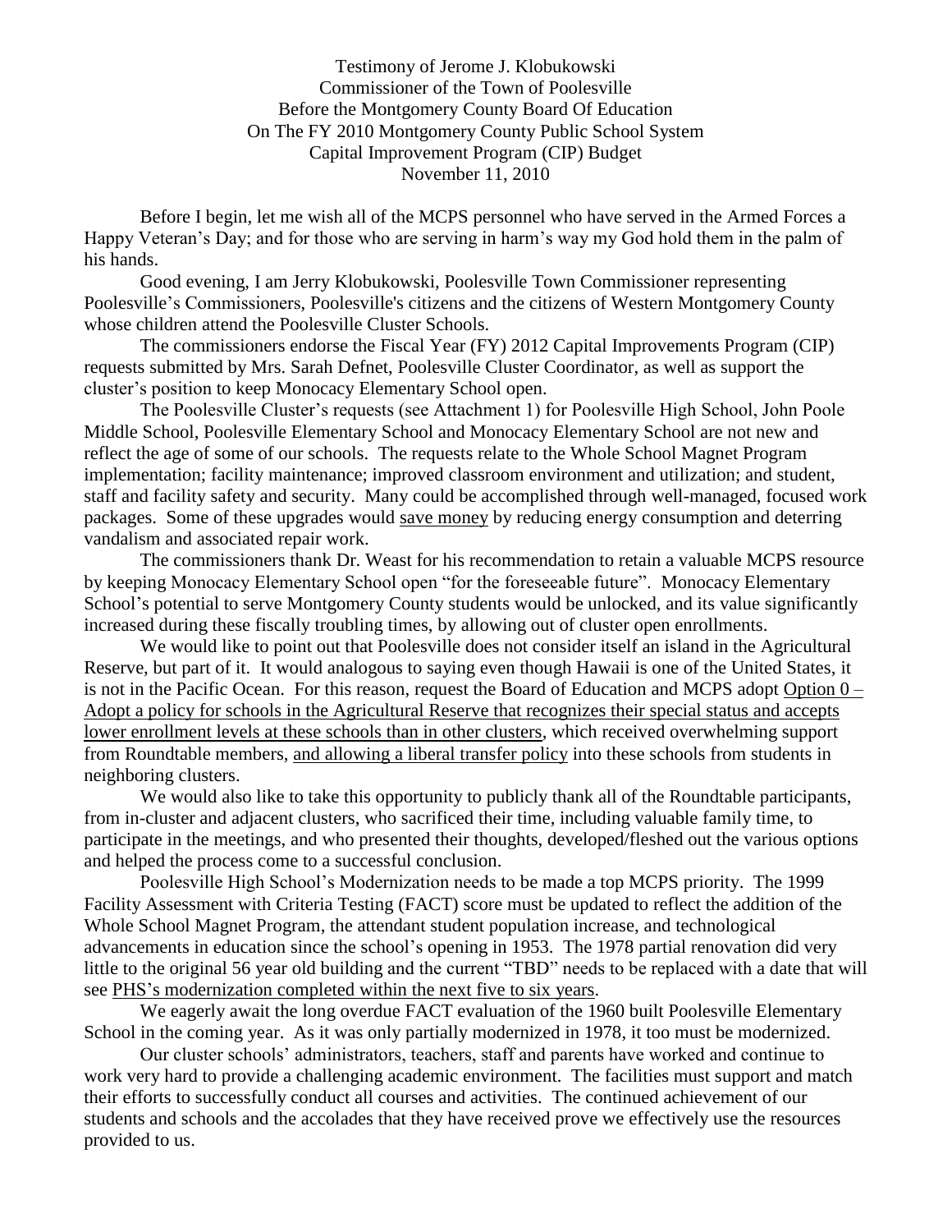Testimony of Jerome J. Klobukowski
Commissioner of the Town of Poolesville
Before the Montgomery County Board Of Education
On The FY 2010 Montgomery County Public School System
Capital Improvement Program (CIP) Budget
November 11, 2010

Before I begin, let me wish all of the MCPS personnel who have served in the Armed Forces a Happy Veteran's Day; and for those who are serving in harm's way my God hold them in the palm of his hands.

Good evening, I am Jerry Klobukowski, Poolesville Town Commissioner representing Poolesville's Commissioners, Poolesville's citizens and the citizens of Western Montgomery County whose children attend the Poolesville Cluster Schools.

The commissioners endorse the Fiscal Year (FY) 2012 Capital Improvements Program (CIP) requests submitted by Mrs. Sarah Defnet, Poolesville Cluster Coordinator, as well as support the cluster's position to keep Monocacy Elementary School open.

The Poolesville Cluster's requests (see Attachment 1) for Poolesville High School, John Poole Middle School, Poolesville Elementary School and Monocacy Elementary School are not new and reflect the age of some of our schools. The requests relate to the Whole School Magnet Program implementation; facility maintenance; improved classroom environment and utilization; and student, staff and facility safety and security. Many could be accomplished through well-managed, focused work packages. Some of these upgrades would <u>save money</u> by reducing energy consumption and deterring vandalism and associated repair work.

The commissioners thank Dr. Weast for his recommendation to retain a valuable MCPS resource by keeping Monocacy Elementary School open "for the foreseeable future". Monocacy Elementary School's potential to serve Montgomery County students would be unlocked, and its value significantly increased during these fiscally troubling times, by allowing out of cluster open enrollments.

We would like to point out that Poolesville does not consider itself an island in the Agricultural Reserve, but part of it. It would analogous to saying even though Hawaii is one of the United States, it is not in the Pacific Ocean. For this reason, request the Board of Education and MCPS adopt <u>Option 0 – Adopt a policy for schools in the Agricultural Reserve that recognizes their special status and accepts lower enrollment levels at these schools than in other clusters</u>, which received overwhelming support from Roundtable members, <u>and allowing a liberal transfer policy</u> into these schools from students in neighboring clusters.

We would also like to take this opportunity to publicly thank all of the Roundtable participants, from in-cluster and adjacent clusters, who sacrificed their time, including valuable family time, to participate in the meetings, and who presented their thoughts, developed/fleshed out the various options and helped the process come to a successful conclusion.

Poolesville High School's Modernization needs to be made a top MCPS priority. The 1999 Facility Assessment with Criteria Testing (FACT) score must be updated to reflect the addition of the Whole School Magnet Program, the attendant student population increase, and technological advancements in education since the school's opening in 1953. The 1978 partial renovation did very little to the original 56 year old building and the current "TBD" needs to be replaced with a date that will see <u>PHS's modernization completed within the next five to six years</u>.

We eagerly await the long overdue FACT evaluation of the 1960 built Poolesville Elementary School in the coming year. As it was only partially modernized in 1978, it too must be modernized.

Our cluster schools' administrators, teachers, staff and parents have worked and continue to work very hard to provide a challenging academic environment. The facilities must support and match their efforts to successfully conduct all courses and activities. The continued achievement of our students and schools and the accolades that they have received prove we effectively use the resources provided to us.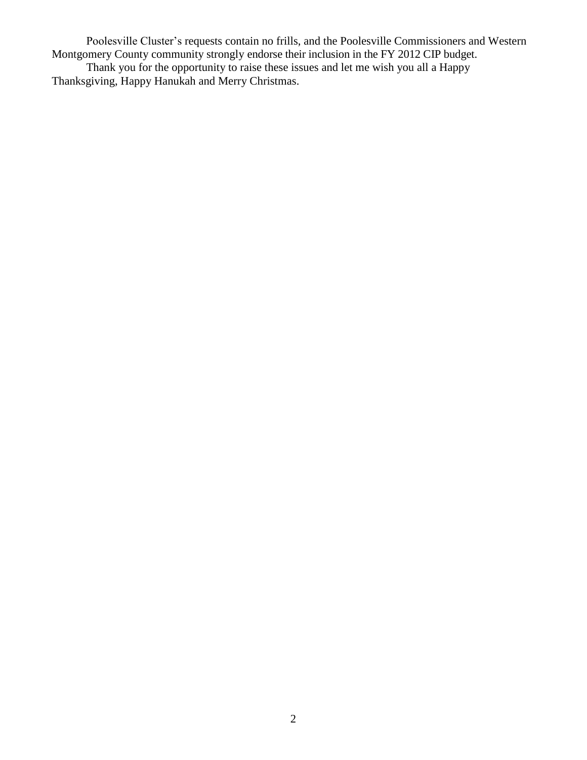Poolesville Cluster's requests contain no frills, and the Poolesville Commissioners and Western Montgomery County community strongly endorse their inclusion in the FY 2012 CIP budget.

Thank you for the opportunity to raise these issues and let me wish you all a Happy Thanksgiving, Happy Hanukah and Merry Christmas.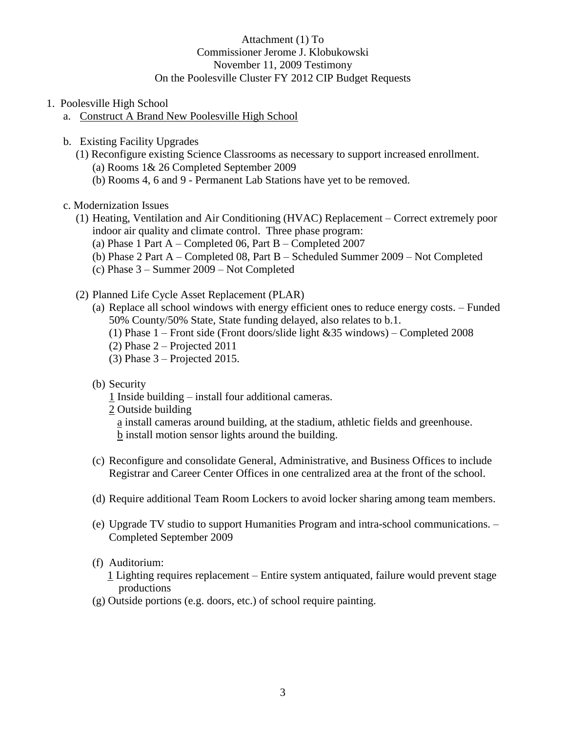Attachment (1) To
Commissioner Jerome J. Klobukowski
November 11, 2009 Testimony
On the Poolesville Cluster FY 2012 CIP Budget Requests

1. Poolesville High School
   a. <u>Construct A Brand New Poolesville High School</u>

   b. Existing Facility Upgrades
      (1) Reconfigure existing Science Classrooms as necessary to support increased enrollment.
         (a) Rooms 1& 26 Completed September 2009
         (b) Rooms 4, 6 and 9 - Permanent Lab Stations have yet to be removed.

   c. Modernization Issues
      (1) Heating, Ventilation and Air Conditioning (HVAC) Replacement – Correct extremely poor indoor air quality and climate control. Three phase program:
         (a) Phase 1 Part A – Completed 06, Part B – Completed 2007
         (b) Phase 2 Part A – Completed 08, Part B – Scheduled Summer 2009 – Not Completed
         (c) Phase 3 – Summer 2009 – Not Completed

      (2) Planned Life Cycle Asset Replacement (PLAR)
         (a) Replace all school windows with energy efficient ones to reduce energy costs. – Funded 50% County/50% State, State funding delayed, also relates to b.1.
            (1) Phase 1 – Front side (Front doors/slide light &35 windows) – Completed 2008
            (2) Phase 2 – Projected 2011
            (3) Phase 3 – Projected 2015.

         (b) Security
            <u>1</u> Inside building – install four additional cameras.
            <u>2</u> Outside building
               <u>a</u> install cameras around building, at the stadium, athletic fields and greenhouse.
               <u>b</u> install motion sensor lights around the building.

         (c) Reconfigure and consolidate General, Administrative, and Business Offices to include Registrar and Career Center Offices in one centralized area at the front of the school.

         (d) Require additional Team Room Lockers to avoid locker sharing among team members.

         (e) Upgrade TV studio to support Humanities Program and intra-school communications. – Completed September 2009

         (f) Auditorium:
            <u>1</u> Lighting requires replacement – Entire system antiquated, failure would prevent stage productions
         (g) Outside portions (e.g. doors, etc.) of school require painting.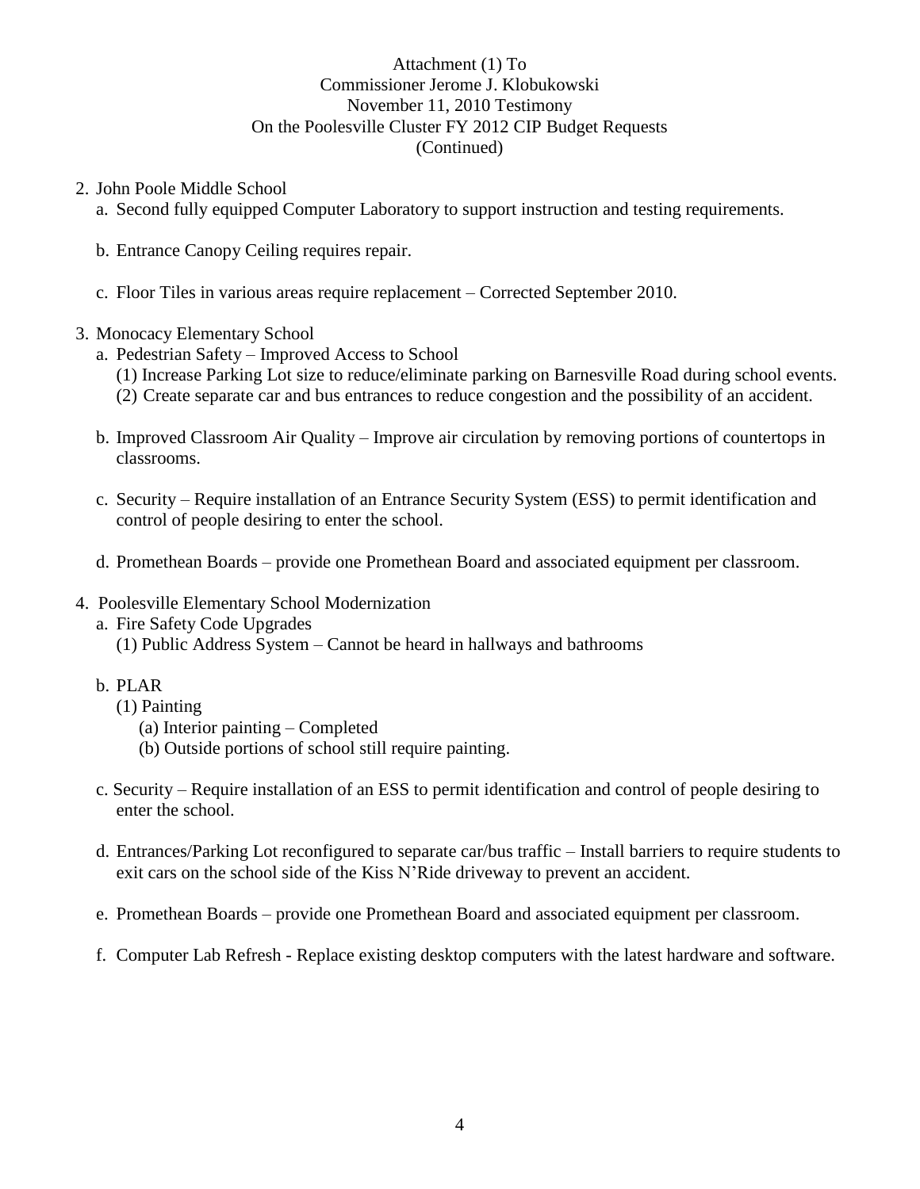Attachment (1) To
Commissioner Jerome J. Klobukowski
November 11, 2010 Testimony
On the Poolesville Cluster FY 2012 CIP Budget Requests
(Continued)

2. John Poole Middle School
   a. Second fully equipped Computer Laboratory to support instruction and testing requirements.

   b. Entrance Canopy Ceiling requires repair.

   c. Floor Tiles in various areas require replacement – Corrected September 2010.

3. Monocacy Elementary School
   a. Pedestrian Safety – Improved Access to School
      (1) Increase Parking Lot size to reduce/eliminate parking on Barnesville Road during school events.
      (2) Create separate car and bus entrances to reduce congestion and the possibility of an accident.

   b. Improved Classroom Air Quality – Improve air circulation by removing portions of countertops in classrooms.

   c. Security – Require installation of an Entrance Security System (ESS) to permit identification and control of people desiring to enter the school.

   d. Promethean Boards – provide one Promethean Board and associated equipment per classroom.

4. Poolesville Elementary School Modernization
   a. Fire Safety Code Upgrades
      (1) Public Address System – Cannot be heard in hallways and bathrooms

   b. PLAR
      (1) Painting
         (a) Interior painting – Completed
         (b) Outside portions of school still require painting.

   c. Security – Require installation of an ESS to permit identification and control of people desiring to enter the school.

   d. Entrances/Parking Lot reconfigured to separate car/bus traffic – Install barriers to require students to exit cars on the school side of the Kiss N'Ride driveway to prevent an accident.

   e. Promethean Boards – provide one Promethean Board and associated equipment per classroom.

   f. Computer Lab Refresh - Replace existing desktop computers with the latest hardware and software.